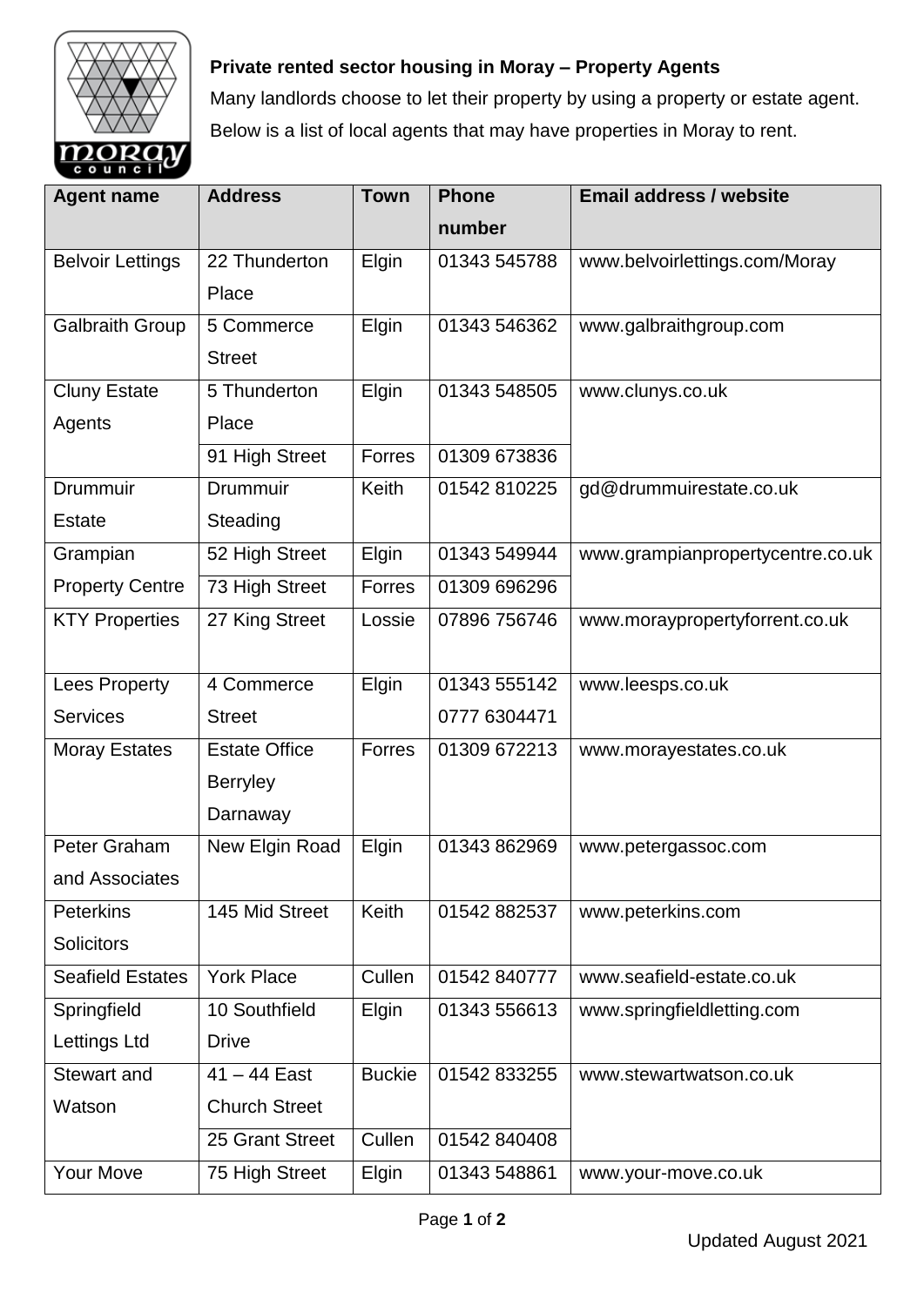**Private rented sector housing in Moray – Property Agents**

Many landlords choose to let their property by using a property or estate agent. Below is a list of local agents that may have properties in Moray to rent.

| Agent name | Address | Town | Phone number | Email address / website |
|---|---|---|---|---|
| Belvoir Lettings | 22 Thunderton Place | Elgin | 01343 545788 | www.belvoirlettings.com/Moray |
| Galbraith Group | 5 Commerce Street | Elgin | 01343 546362 | www.galbraithgroup.com |
| Cluny Estate Agents | 5 Thunderton Place | Elgin | 01343 548505 | www.clunys.co.uk |
| | 91 High Street | Forres | 01309 673836 | |
| Drummuir Estate | Drummuir Steading | Keith | 01542 810225 | gd@drummuirestate.co.uk |
| Grampian Property Centre | 52 High Street | Elgin | 01343 549944 | www.grampianpropertycentre.co.uk |
| | 73 High Street | Forres | 01309 696296 | |
| KTY Properties | 27 King Street | Lossie | 07896 756746 | www.morayproperty forrent.co.uk |
| Lees Property Services | 4 Commerce Street | Elgin | 01343 555142<br>0777 6304471 | www.leesps.co.uk |
| Moray Estates | Estate Office Berryley Darnaway | Forres | 01309 672213 | www.morayestates.co.uk |
| Peter Graham and Associates | New Elgin Road | Elgin | 01343 862969 | www.petergassoc.com |
| Peterkins Solicitors | 145 Mid Street | Keith | 01542 882537 | www.peterkins.com |
| Seafield Estates | York Place | Cullen | 01542 840777 | www.seafield-estate.co.uk |
| Springfield Lettings Ltd | 10 Southfield Drive | Elgin | 01343 556613 | www.springfieldletting.com |
| Stewart and Watson | 41 – 44 East Church Street | Buckie | 01542 833255 | www.stewartwatson.co.uk |
| | 25 Grant Street | Cullen | 01542 840408 | |
| Your Move | 75 High Street | Elgin | 01343 548861 | www.your-move.co.uk |

Updated August 2021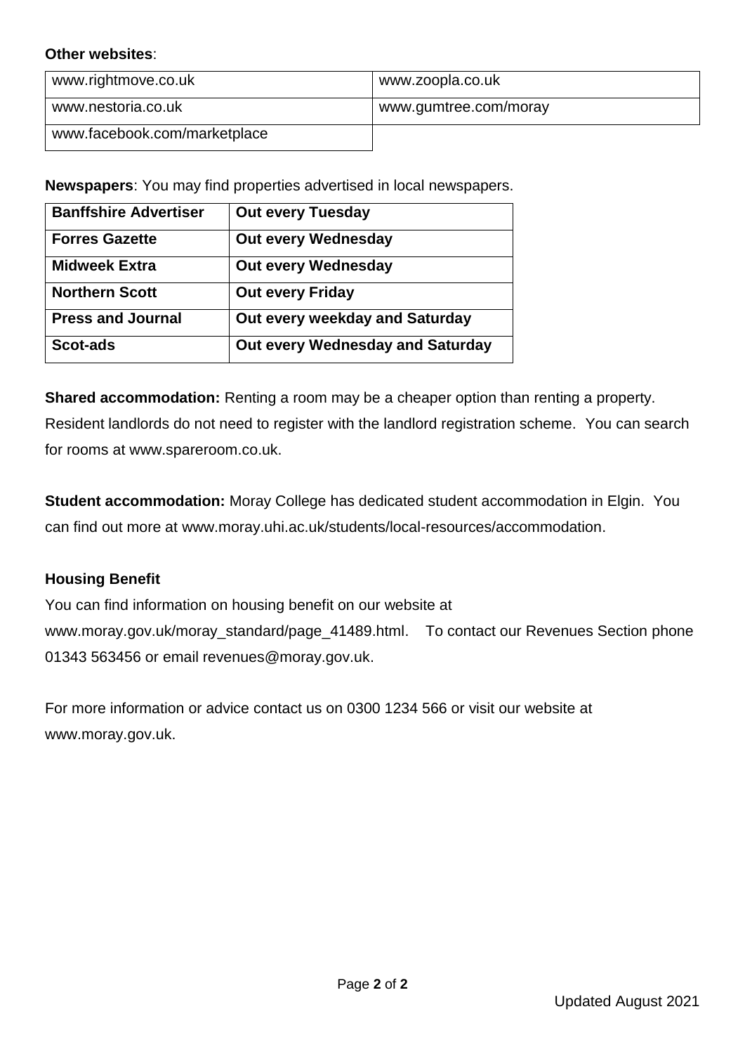**Other websites**:

| | |
|---|---|
| www.rightmove.co.uk | www.zoopla.co.uk |
| www.nestoria.co.uk | www.gumtree.com/moray |
| www.facebook.com/marketplace | |

**Newspapers**: You may find properties advertised in local newspapers.

| | |
|---|---|
| **Banffshire Advertiser** | **Out every Tuesday** |
| **Forres Gazette** | **Out every Wednesday** |
| **Midweek Extra** | **Out every Wednesday** |
| **Northern Scott** | **Out every Friday** |
| **Press and Journal** | **Out every weekday and Saturday** |
| **Scot-ads** | **Out every Wednesday and Saturday** |

**Shared accommodation:** Renting a room may be a cheaper option than renting a property. Resident landlords do not need to register with the landlord registration scheme. You can search for rooms at www.spareroom.co.uk.

**Student accommodation:** Moray College has dedicated student accommodation in Elgin. You can find out more at www.moray.uhi.ac.uk/students/local-resources/accommodation.

**Housing Benefit**

You can find information on housing benefit on our website at www.moray.gov.uk/moray_standard/page_41489.html. To contact our Revenues Section phone 01343 563456 or email revenues@moray.gov.uk.

For more information or advice contact us on 0300 1234 566 or visit our website at www.moray.gov.uk.

Updated August 2021